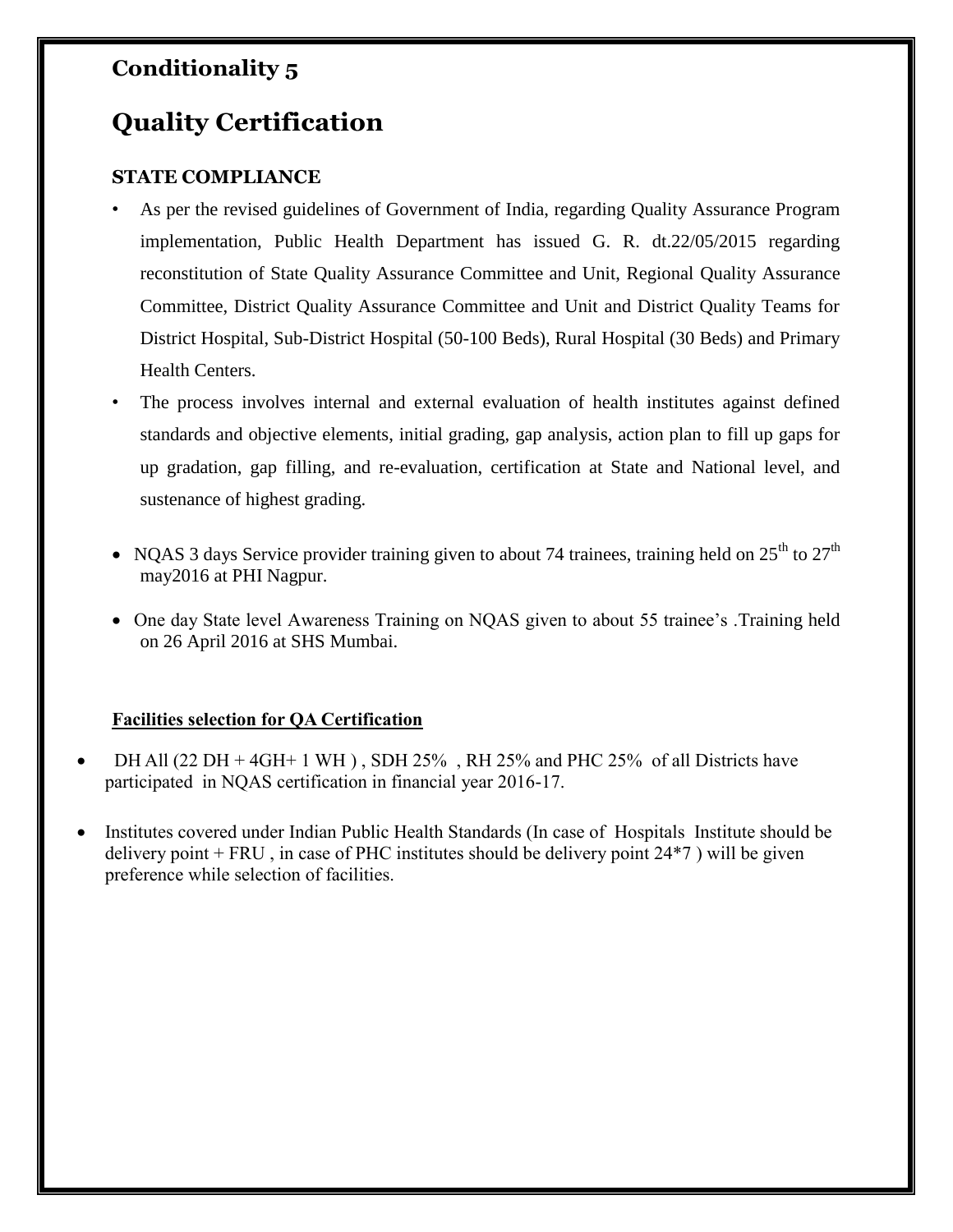# Conditionality 5

# Quality Certification

### STATE COMPLIANCE

- As per the revised guidelines of Government of India, regarding Quality Assurance Program implementation, Public Health Department has issued G. R. dt.22/05/2015 regarding reconstitution of State Quality Assurance Committee and Unit, Regional Quality Assurance Committee, District Quality Assurance Committee and Unit and District Quality Teams for District Hospital, Sub-District Hospital (50-100 Beds), Rural Hospital (30 Beds) and Primary Health Centers.
- The process involves internal and external evaluation of health institutes against defined standards and objective elements, initial grading, gap analysis, action plan to fill up gaps for up gradation, gap filling, and re-evaluation, certification at State and National level, and sustenance of highest grading.
- NQAS 3 days Service provider training given to about 74 trainees, training held on 25th to 27th may2016 at PHI Nagpur.
- One day State level Awareness Training on NQAS given to about 55 trainee's .Training held on 26 April 2016 at SHS Mumbai.

**Facilities selection for QA Certification**

- DH All (22 DH + 4GH+ 1 WH ) , SDH 25% , RH 25% and PHC 25% of all Districts have participated in NQAS certification in financial year 2016-17.
- Institutes covered under Indian Public Health Standards (In case of Hospitals Institute should be delivery point + FRU , in case of PHC institutes should be delivery point 24*7 ) will be given preference while selection of facilities.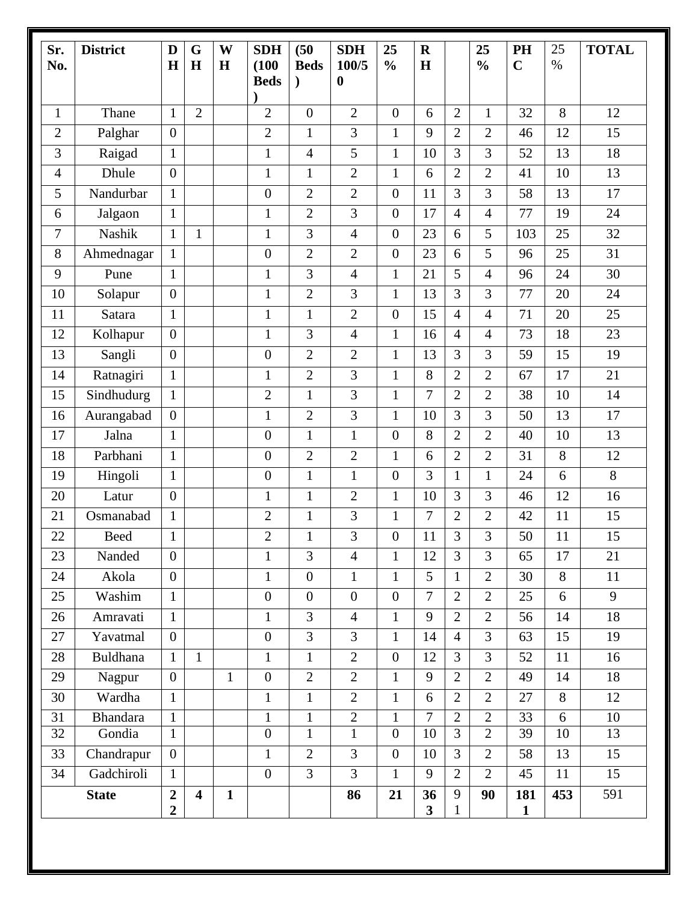| Sr. No. | District | DH | GH | WH | SDH (100 Beds) | (50 Beds) | SDH 100/50 | 25 % | RH | | 25 % | PHC | 25 % | TOTAL |
|---|---|---|---|---|---|---|---|---|---|---|---|---|---|---|
| 1 | Thane | 1 | 2 | | 2 | 0 | 2 | 0 | 6 | 2 | 1 | 32 | 8 | 12 |
| 2 | Palghar | 0 | | | 2 | 1 | 3 | 1 | 9 | 2 | 2 | 46 | 12 | 15 |
| 3 | Raigad | 1 | | | 1 | 4 | 5 | 1 | 10 | 3 | 3 | 52 | 13 | 18 |
| 4 | Dhule | 0 | | | 1 | 1 | 2 | 1 | 6 | 2 | 2 | 41 | 10 | 13 |
| 5 | Nandurbar | 1 | | | 0 | 2 | 2 | 0 | 11 | 3 | 3 | 58 | 13 | 17 |
| 6 | Jalgaon | 1 | | | 1 | 2 | 3 | 0 | 17 | 4 | 4 | 77 | 19 | 24 |
| 7 | Nashik | 1 | 1 | | 1 | 3 | 4 | 0 | 23 | 6 | 5 | 103 | 25 | 32 |
| 8 | Ahmednagar | 1 | | | 0 | 2 | 2 | 0 | 23 | 6 | 5 | 96 | 25 | 31 |
| 9 | Pune | 1 | | | 1 | 3 | 4 | 1 | 21 | 5 | 4 | 96 | 24 | 30 |
| 10 | Solapur | 0 | | | 1 | 2 | 3 | 1 | 13 | 3 | 3 | 77 | 20 | 24 |
| 11 | Satara | 1 | | | 1 | 1 | 2 | 0 | 15 | 4 | 4 | 71 | 20 | 25 |
| 12 | Kolhapur | 0 | | | 1 | 3 | 4 | 1 | 16 | 4 | 4 | 73 | 18 | 23 |
| 13 | Sangli | 0 | | | 0 | 2 | 2 | 1 | 13 | 3 | 3 | 59 | 15 | 19 |
| 14 | Ratnagiri | 1 | | | 1 | 2 | 3 | 1 | 8 | 2 | 2 | 67 | 17 | 21 |
| 15 | Sindhudurg | 1 | | | 2 | 1 | 3 | 1 | 7 | 2 | 2 | 38 | 10 | 14 |
| 16 | Aurangabad | 0 | | | 1 | 2 | 3 | 1 | 10 | 3 | 3 | 50 | 13 | 17 |
| 17 | Jalna | 1 | | | 0 | 1 | 1 | 0 | 8 | 2 | 2 | 40 | 10 | 13 |
| 18 | Parbhani | 1 | | | 0 | 2 | 2 | 1 | 6 | 2 | 2 | 31 | 8 | 12 |
| 19 | Hingoli | 1 | | | 0 | 1 | 1 | 0 | 3 | 1 | 1 | 24 | 6 | 8 |
| 20 | Latur | 0 | | | 1 | 1 | 2 | 1 | 10 | 3 | 3 | 46 | 12 | 16 |
| 21 | Osmanabad | 1 | | | 2 | 1 | 3 | 1 | 7 | 2 | 2 | 42 | 11 | 15 |
| 22 | Beed | 1 | | | 2 | 1 | 3 | 0 | 11 | 3 | 3 | 50 | 11 | 15 |
| 23 | Nanded | 0 | | | 1 | 3 | 4 | 1 | 12 | 3 | 3 | 65 | 17 | 21 |
| 24 | Akola | 0 | | | 1 | 0 | 1 | 1 | 5 | 1 | 2 | 30 | 8 | 11 |
| 25 | Washim | 1 | | | 0 | 0 | 0 | 0 | 7 | 2 | 2 | 25 | 6 | 9 |
| 26 | Amravati | 1 | | | 1 | 3 | 4 | 1 | 9 | 2 | 2 | 56 | 14 | 18 |
| 27 | Yavatmal | 0 | | | 0 | 3 | 3 | 1 | 14 | 4 | 3 | 63 | 15 | 19 |
| 28 | Buldhana | 1 | 1 | | 1 | 1 | 2 | 0 | 12 | 3 | 3 | 52 | 11 | 16 |
| 29 | Nagpur | 0 | | 1 | 0 | 2 | 2 | 1 | 9 | 2 | 2 | 49 | 14 | 18 |
| 30 | Wardha | 1 | | | 1 | 1 | 2 | 1 | 6 | 2 | 2 | 27 | 8 | 12 |
| 31 | Bhandara | 1 | | | 1 | 1 | 2 | 1 | 7 | 2 | 2 | 33 | 6 | 10 |
| 32 | Gondia | 1 | | | 0 | 1 | 1 | 0 | 10 | 3 | 2 | 39 | 10 | 13 |
| 33 | Chandrapur | 0 | | | 1 | 2 | 3 | 0 | 10 | 3 | 2 | 58 | 13 | 15 |
| 34 | Gadchiroli | 1 | | | 0 | 3 | 3 | 1 | 9 | 2 | 2 | 45 | 11 | 15 |
| **State** | | **22** | **4** | **1** | | | **86** | **21** | **363** | 91 | **90** | **1811** | **453** | 591 |